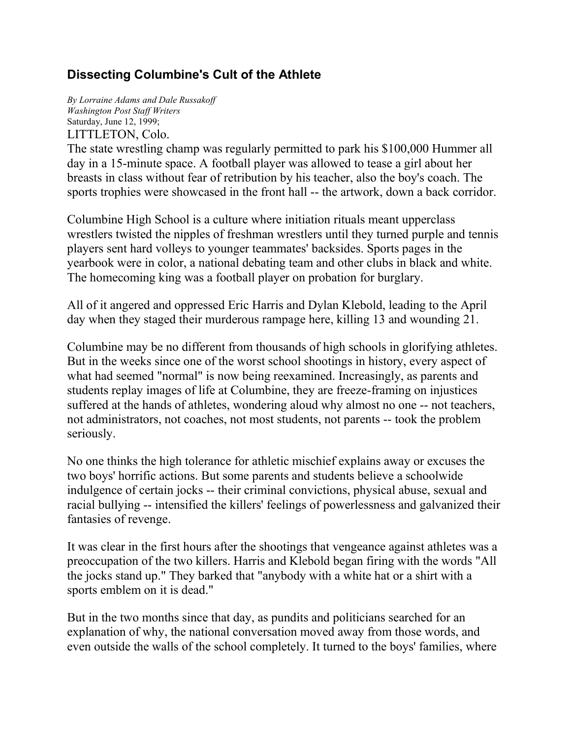## Dissecting Columbine's Cult of the Athlete

*By Lorraine Adams and Dale Russakoff*
*Washington Post Staff Writers*
Saturday, June 12, 1999;

LITTLETON, Colo.

The state wrestling champ was regularly permitted to park his $100,000 Hummer all day in a 15-minute space. A football player was allowed to tease a girl about her breasts in class without fear of retribution by his teacher, also the boy's coach. The sports trophies were showcased in the front hall -- the artwork, down a back corridor.

Columbine High School is a culture where initiation rituals meant upperclass wrestlers twisted the nipples of freshman wrestlers until they turned purple and tennis players sent hard volleys to younger teammates' backsides. Sports pages in the yearbook were in color, a national debating team and other clubs in black and white. The homecoming king was a football player on probation for burglary.

All of it angered and oppressed Eric Harris and Dylan Klebold, leading to the April day when they staged their murderous rampage here, killing 13 and wounding 21.

Columbine may be no different from thousands of high schools in glorifying athletes. But in the weeks since one of the worst school shootings in history, every aspect of what had seemed "normal" is now being reexamined. Increasingly, as parents and students replay images of life at Columbine, they are freeze-framing on injustices suffered at the hands of athletes, wondering aloud why almost no one -- not teachers, not administrators, not coaches, not most students, not parents -- took the problem seriously.

No one thinks the high tolerance for athletic mischief explains away or excuses the two boys' horrific actions. But some parents and students believe a schoolwide indulgence of certain jocks -- their criminal convictions, physical abuse, sexual and racial bullying -- intensified the killers' feelings of powerlessness and galvanized their fantasies of revenge.

It was clear in the first hours after the shootings that vengeance against athletes was a preoccupation of the two killers. Harris and Klebold began firing with the words "All the jocks stand up." They barked that "anybody with a white hat or a shirt with a sports emblem on it is dead."

But in the two months since that day, as pundits and politicians searched for an explanation of why, the national conversation moved away from those words, and even outside the walls of the school completely. It turned to the boys' families, where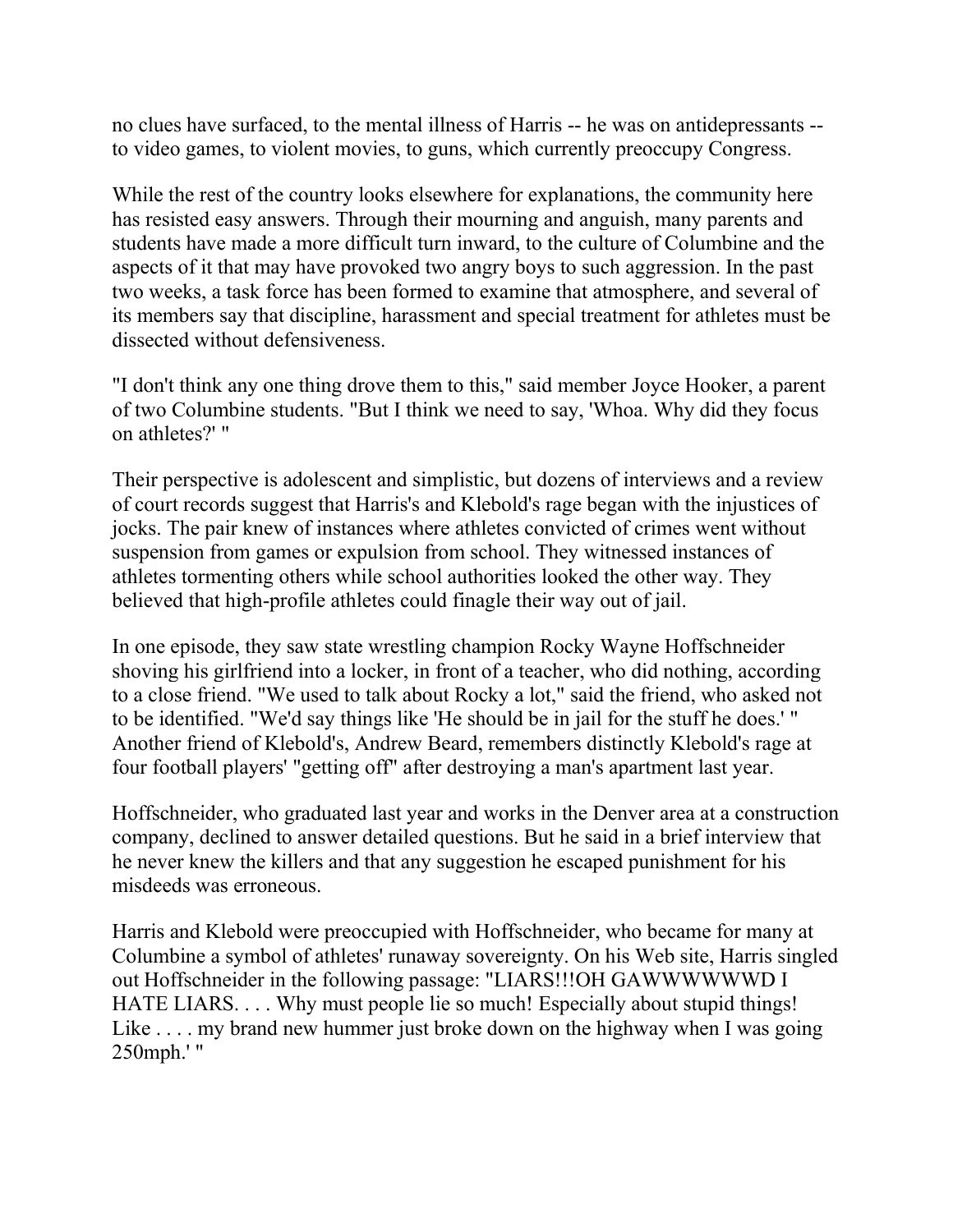no clues have surfaced, to the mental illness of Harris -- he was on antidepressants -- to video games, to violent movies, to guns, which currently preoccupy Congress.

While the rest of the country looks elsewhere for explanations, the community here has resisted easy answers. Through their mourning and anguish, many parents and students have made a more difficult turn inward, to the culture of Columbine and the aspects of it that may have provoked two angry boys to such aggression. In the past two weeks, a task force has been formed to examine that atmosphere, and several of its members say that discipline, harassment and special treatment for athletes must be dissected without defensiveness.

"I don't think any one thing drove them to this," said member Joyce Hooker, a parent of two Columbine students. "But I think we need to say, 'Whoa. Why did they focus on athletes?' "

Their perspective is adolescent and simplistic, but dozens of interviews and a review of court records suggest that Harris's and Klebold's rage began with the injustices of jocks. The pair knew of instances where athletes convicted of crimes went without suspension from games or expulsion from school. They witnessed instances of athletes tormenting others while school authorities looked the other way. They believed that high-profile athletes could finagle their way out of jail.

In one episode, they saw state wrestling champion Rocky Wayne Hoffschneider shoving his girlfriend into a locker, in front of a teacher, who did nothing, according to a close friend. "We used to talk about Rocky a lot," said the friend, who asked not to be identified. "We'd say things like 'He should be in jail for the stuff he does.' " Another friend of Klebold's, Andrew Beard, remembers distinctly Klebold's rage at four football players' "getting off" after destroying a man's apartment last year.

Hoffschneider, who graduated last year and works in the Denver area at a construction company, declined to answer detailed questions. But he said in a brief interview that he never knew the killers and that any suggestion he escaped punishment for his misdeeds was erroneous.

Harris and Klebold were preoccupied with Hoffschneider, who became for many at Columbine a symbol of athletes' runaway sovereignty. On his Web site, Harris singled out Hoffschneider in the following passage: "LIARS!!!OH GAWWWWWWD I HATE LIARS. . . . Why must people lie so much! Especially about stupid things! Like . . . . my brand new hummer just broke down on the highway when I was going 250mph.' "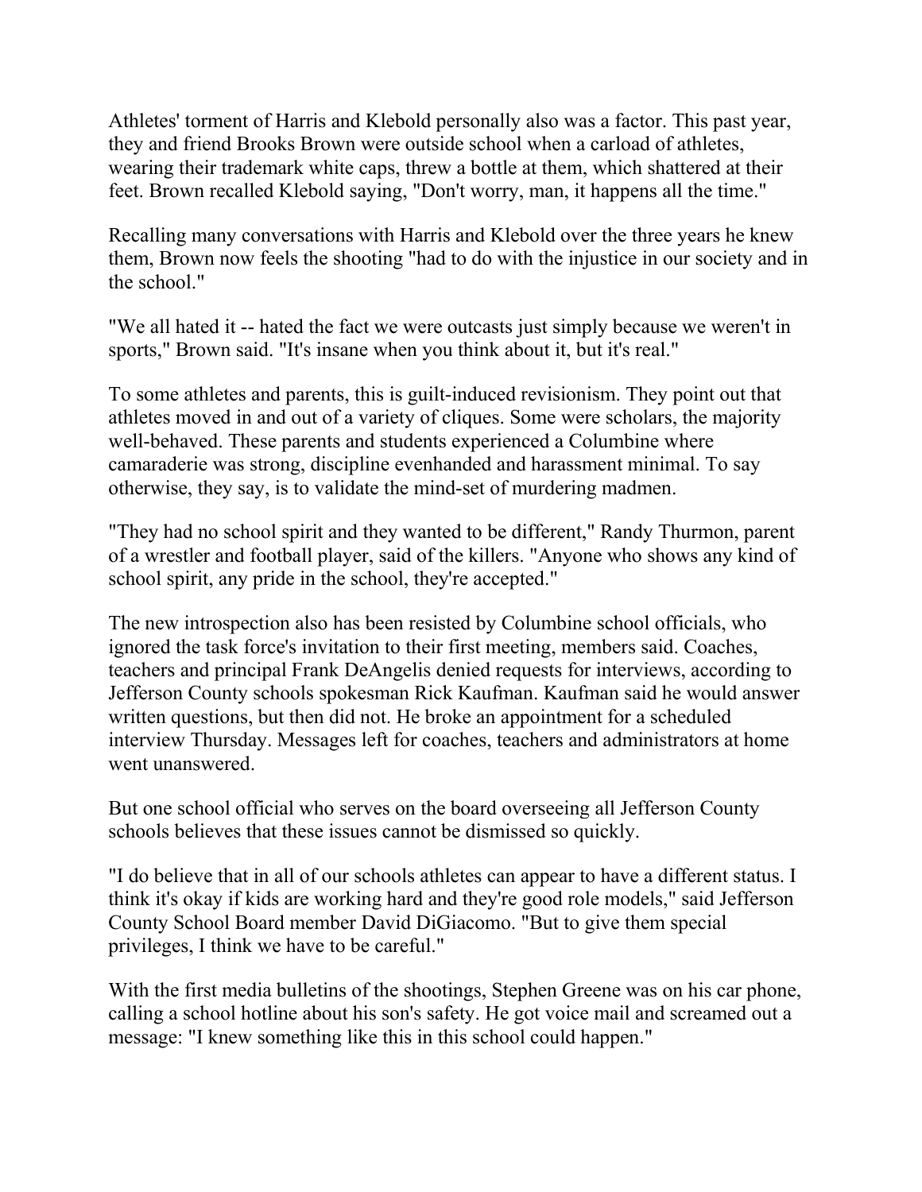Athletes' torment of Harris and Klebold personally also was a factor. This past year, they and friend Brooks Brown were outside school when a carload of athletes, wearing their trademark white caps, threw a bottle at them, which shattered at their feet. Brown recalled Klebold saying, "Don't worry, man, it happens all the time."

Recalling many conversations with Harris and Klebold over the three years he knew them, Brown now feels the shooting "had to do with the injustice in our society and in the school."

"We all hated it -- hated the fact we were outcasts just simply because we weren't in sports," Brown said. "It's insane when you think about it, but it's real."

To some athletes and parents, this is guilt-induced revisionism. They point out that athletes moved in and out of a variety of cliques. Some were scholars, the majority well-behaved. These parents and students experienced a Columbine where camaraderie was strong, discipline evenhanded and harassment minimal. To say otherwise, they say, is to validate the mind-set of murdering madmen.

"They had no school spirit and they wanted to be different," Randy Thurmon, parent of a wrestler and football player, said of the killers. "Anyone who shows any kind of school spirit, any pride in the school, they're accepted."

The new introspection also has been resisted by Columbine school officials, who ignored the task force's invitation to their first meeting, members said. Coaches, teachers and principal Frank DeAngelis denied requests for interviews, according to Jefferson County schools spokesman Rick Kaufman. Kaufman said he would answer written questions, but then did not. He broke an appointment for a scheduled interview Thursday. Messages left for coaches, teachers and administrators at home went unanswered.

But one school official who serves on the board overseeing all Jefferson County schools believes that these issues cannot be dismissed so quickly.

"I do believe that in all of our schools athletes can appear to have a different status. I think it's okay if kids are working hard and they're good role models," said Jefferson County School Board member David DiGiacomo. "But to give them special privileges, I think we have to be careful."

With the first media bulletins of the shootings, Stephen Greene was on his car phone, calling a school hotline about his son's safety. He got voice mail and screamed out a message: "I knew something like this in this school could happen."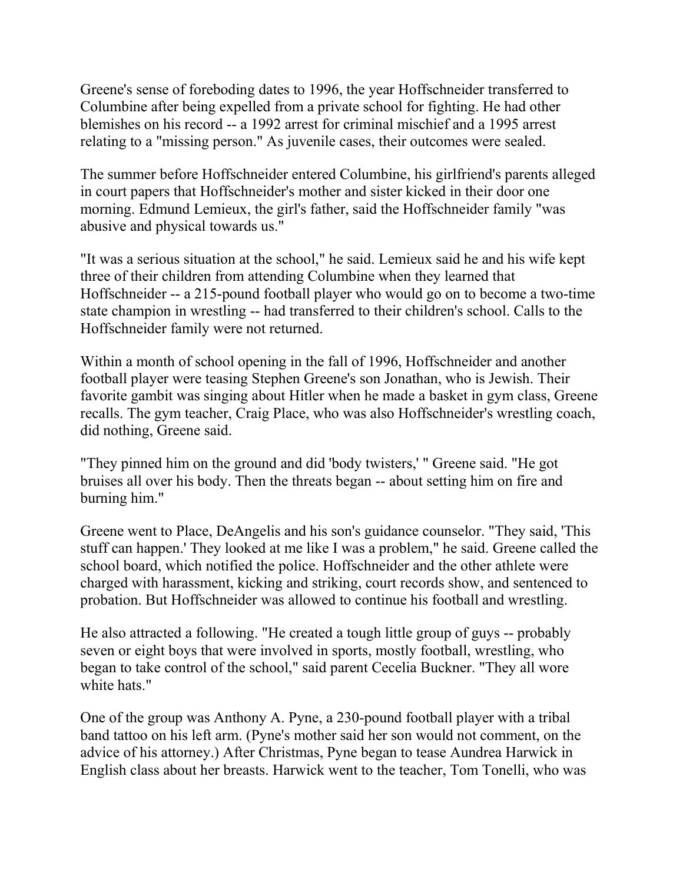Greene's sense of foreboding dates to 1996, the year Hoffschneider transferred to Columbine after being expelled from a private school for fighting. He had other blemishes on his record -- a 1992 arrest for criminal mischief and a 1995 arrest relating to a "missing person." As juvenile cases, their outcomes were sealed.

The summer before Hoffschneider entered Columbine, his girlfriend's parents alleged in court papers that Hoffschneider's mother and sister kicked in their door one morning. Edmund Lemieux, the girl's father, said the Hoffschneider family "was abusive and physical towards us."

"It was a serious situation at the school," he said. Lemieux said he and his wife kept three of their children from attending Columbine when they learned that Hoffschneider -- a 215-pound football player who would go on to become a two-time state champion in wrestling -- had transferred to their children's school. Calls to the Hoffschneider family were not returned.

Within a month of school opening in the fall of 1996, Hoffschneider and another football player were teasing Stephen Greene's son Jonathan, who is Jewish. Their favorite gambit was singing about Hitler when he made a basket in gym class, Greene recalls. The gym teacher, Craig Place, who was also Hoffschneider's wrestling coach, did nothing, Greene said.

"They pinned him on the ground and did 'body twisters,' " Greene said. "He got bruises all over his body. Then the threats began -- about setting him on fire and burning him."

Greene went to Place, DeAngelis and his son's guidance counselor. "They said, 'This stuff can happen.' They looked at me like I was a problem," he said. Greene called the school board, which notified the police. Hoffschneider and the other athlete were charged with harassment, kicking and striking, court records show, and sentenced to probation. But Hoffschneider was allowed to continue his football and wrestling.

He also attracted a following. "He created a tough little group of guys -- probably seven or eight boys that were involved in sports, mostly football, wrestling, who began to take control of the school," said parent Cecelia Buckner. "They all wore white hats."

One of the group was Anthony A. Pyne, a 230-pound football player with a tribal band tattoo on his left arm. (Pyne's mother said her son would not comment, on the advice of his attorney.) After Christmas, Pyne began to tease Aundrea Harwick in English class about her breasts. Harwick went to the teacher, Tom Tonelli, who was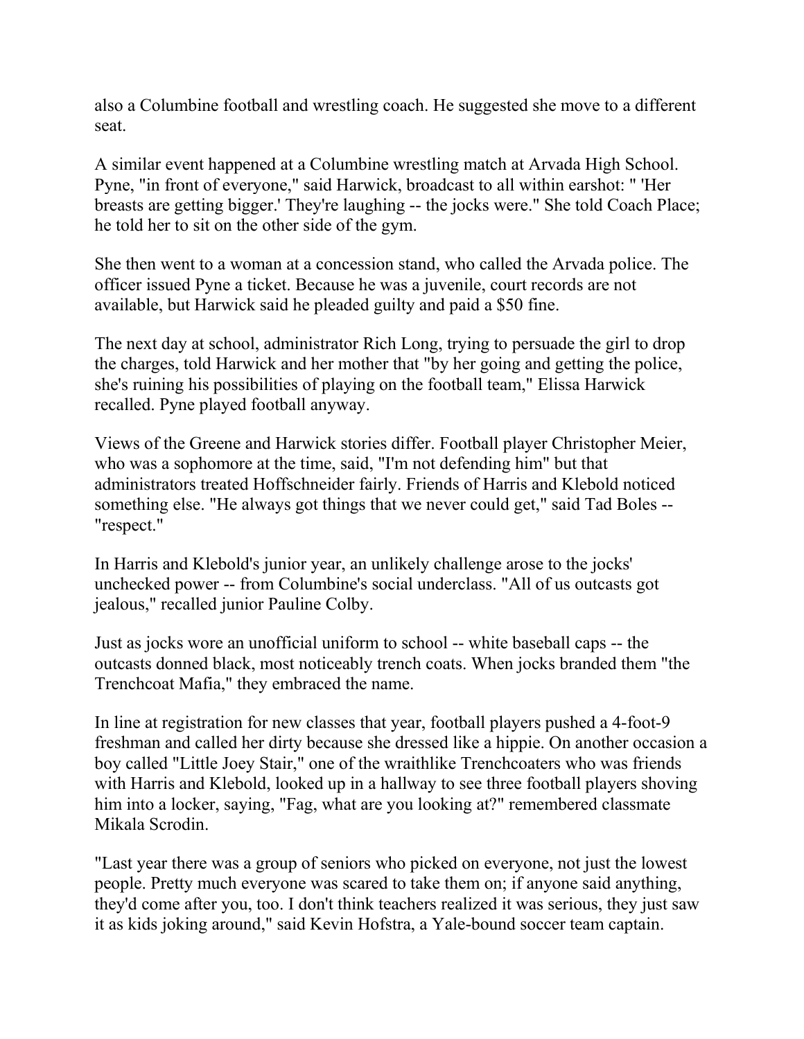also a Columbine football and wrestling coach. He suggested she move to a different seat.

A similar event happened at a Columbine wrestling match at Arvada High School. Pyne, "in front of everyone," said Harwick, broadcast to all within earshot: " 'Her breasts are getting bigger.' They're laughing -- the jocks were." She told Coach Place; he told her to sit on the other side of the gym.

She then went to a woman at a concession stand, who called the Arvada police. The officer issued Pyne a ticket. Because he was a juvenile, court records are not available, but Harwick said he pleaded guilty and paid a $50 fine.

The next day at school, administrator Rich Long, trying to persuade the girl to drop the charges, told Harwick and her mother that "by her going and getting the police, she's ruining his possibilities of playing on the football team," Elissa Harwick recalled. Pyne played football anyway.

Views of the Greene and Harwick stories differ. Football player Christopher Meier, who was a sophomore at the time, said, "I'm not defending him" but that administrators treated Hoffschneider fairly. Friends of Harris and Klebold noticed something else. "He always got things that we never could get," said Tad Boles -- "respect."

In Harris and Klebold's junior year, an unlikely challenge arose to the jocks' unchecked power -- from Columbine's social underclass. "All of us outcasts got jealous," recalled junior Pauline Colby.

Just as jocks wore an unofficial uniform to school -- white baseball caps -- the outcasts donned black, most noticeably trench coats. When jocks branded them "the Trenchcoat Mafia," they embraced the name.

In line at registration for new classes that year, football players pushed a 4-foot-9 freshman and called her dirty because she dressed like a hippie. On another occasion a boy called "Little Joey Stair," one of the wraithlike Trenchcoaters who was friends with Harris and Klebold, looked up in a hallway to see three football players shoving him into a locker, saying, "Fag, what are you looking at?" remembered classmate Mikala Scrodin.

"Last year there was a group of seniors who picked on everyone, not just the lowest people. Pretty much everyone was scared to take them on; if anyone said anything, they'd come after you, too. I don't think teachers realized it was serious, they just saw it as kids joking around," said Kevin Hofstra, a Yale-bound soccer team captain.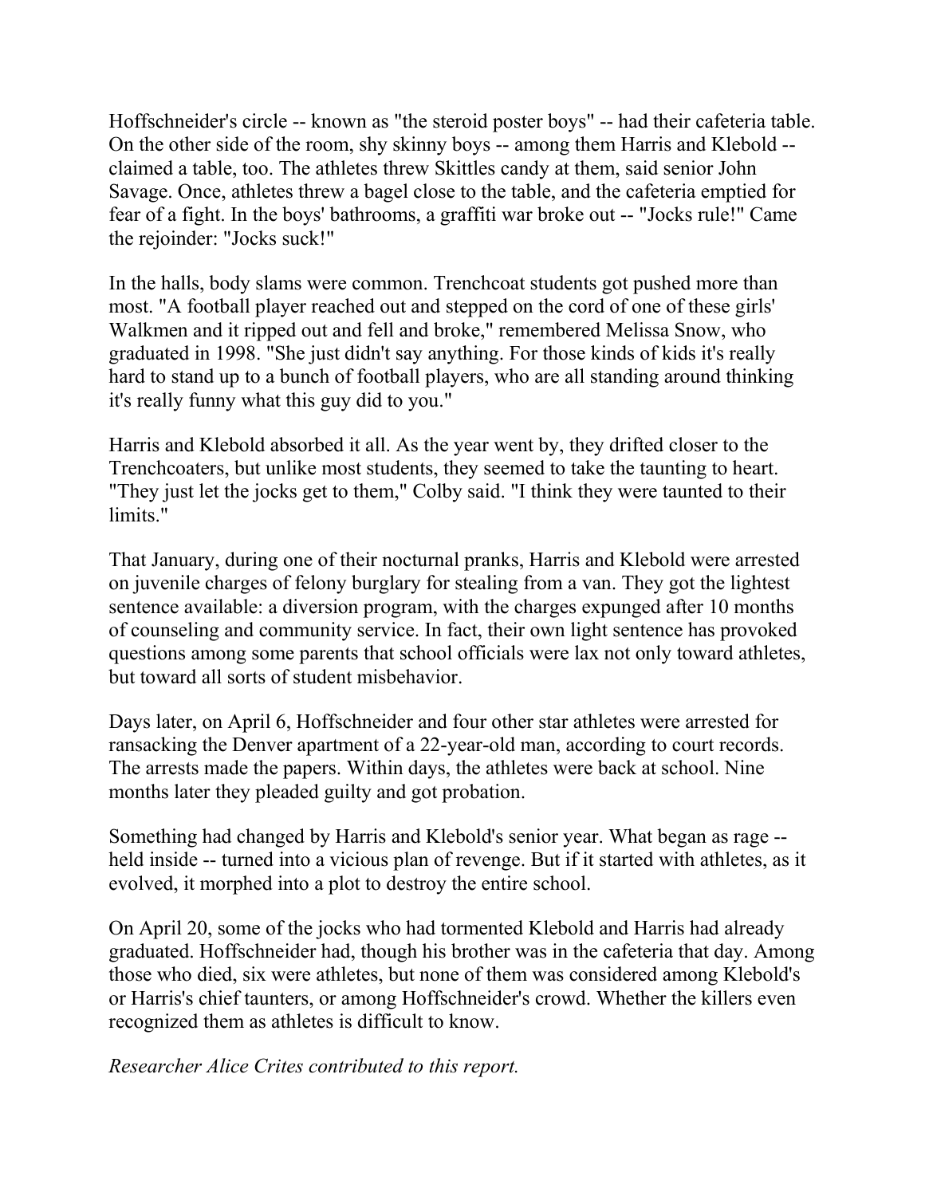Hoffschneider's circle -- known as "the steroid poster boys" -- had their cafeteria table. On the other side of the room, shy skinny boys -- among them Harris and Klebold -- claimed a table, too. The athletes threw Skittles candy at them, said senior John Savage. Once, athletes threw a bagel close to the table, and the cafeteria emptied for fear of a fight. In the boys' bathrooms, a graffiti war broke out -- "Jocks rule!" Came the rejoinder: "Jocks suck!"

In the halls, body slams were common. Trenchcoat students got pushed more than most. "A football player reached out and stepped on the cord of one of these girls' Walkmen and it ripped out and fell and broke," remembered Melissa Snow, who graduated in 1998. "She just didn't say anything. For those kinds of kids it's really hard to stand up to a bunch of football players, who are all standing around thinking it's really funny what this guy did to you."

Harris and Klebold absorbed it all. As the year went by, they drifted closer to the Trenchcoaters, but unlike most students, they seemed to take the taunting to heart. "They just let the jocks get to them," Colby said. "I think they were taunted to their limits."

That January, during one of their nocturnal pranks, Harris and Klebold were arrested on juvenile charges of felony burglary for stealing from a van. They got the lightest sentence available: a diversion program, with the charges expunged after 10 months of counseling and community service. In fact, their own light sentence has provoked questions among some parents that school officials were lax not only toward athletes, but toward all sorts of student misbehavior.

Days later, on April 6, Hoffschneider and four other star athletes were arrested for ransacking the Denver apartment of a 22-year-old man, according to court records. The arrests made the papers. Within days, the athletes were back at school. Nine months later they pleaded guilty and got probation.

Something had changed by Harris and Klebold's senior year. What began as rage -- held inside -- turned into a vicious plan of revenge. But if it started with athletes, as it evolved, it morphed into a plot to destroy the entire school.

On April 20, some of the jocks who had tormented Klebold and Harris had already graduated. Hoffschneider had, though his brother was in the cafeteria that day. Among those who died, six were athletes, but none of them was considered among Klebold's or Harris's chief taunters, or among Hoffschneider's crowd. Whether the killers even recognized them as athletes is difficult to know.

*Researcher Alice Crites contributed to this report.*